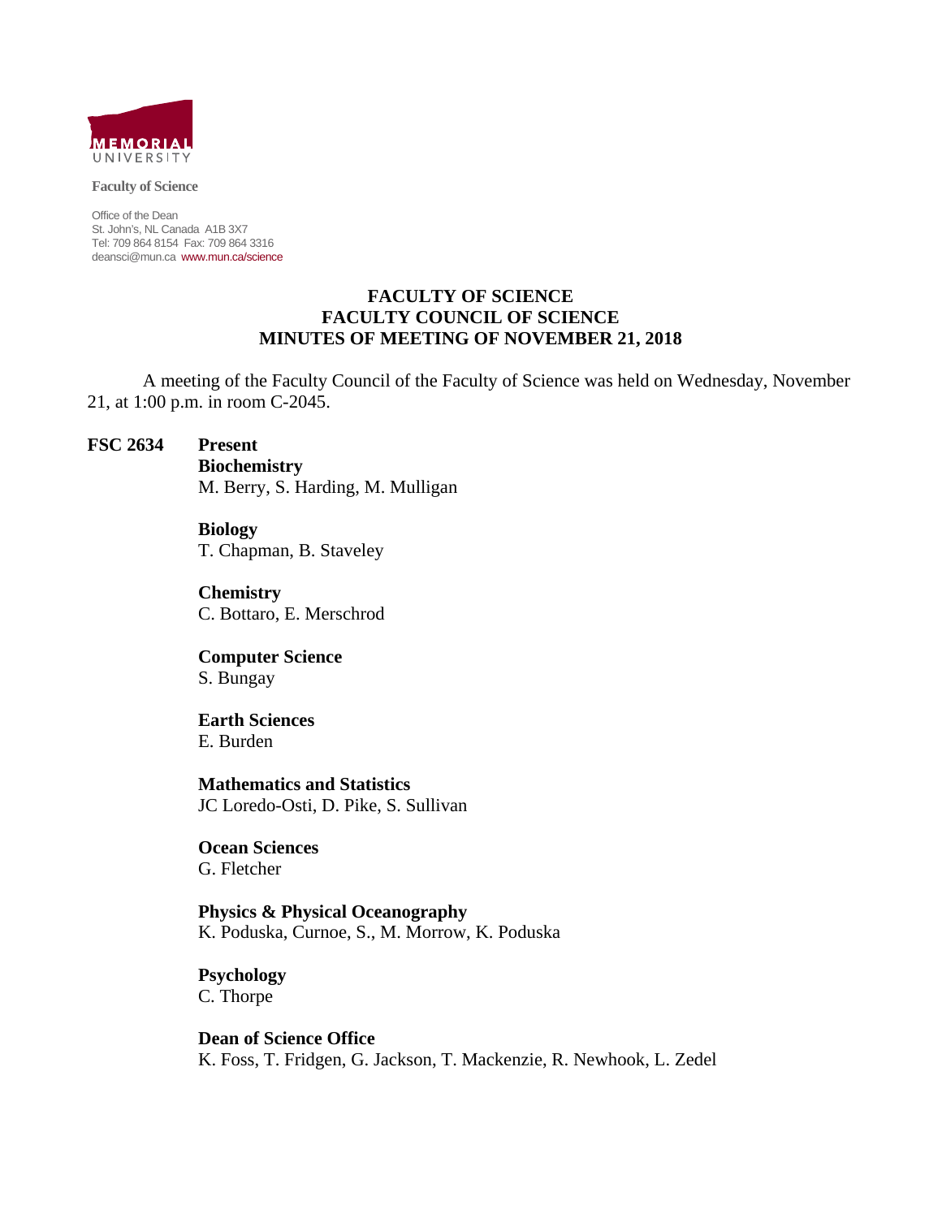MEMORIAL UNIVERSITY

**Faculty of Science**

Office of the Dean
St. John's, NL Canada A1B 3X7
Tel: 709 864 8154 Fax: 709 864 3316
deansci@mun.ca www.mun.ca/science

# FACULTY OF SCIENCE
# FACULTY COUNCIL OF SCIENCE
# MINUTES OF MEETING OF NOVEMBER 21, 2018

A meeting of the Faculty Council of the Faculty of Science was held on Wednesday, November 21, at 1:00 p.m. in room C-2045.

**FSC 2634** **Present**

**Biochemistry**
M. Berry, S. Harding, M. Mulligan

**Biology**
T. Chapman, B. Staveley

**Chemistry**
C. Bottaro, E. Merschrod

**Computer Science**
S. Bungay

**Earth Sciences**
E. Burden

**Mathematics and Statistics**
JC Loredo-Osti, D. Pike, S. Sullivan

**Ocean Sciences**
G. Fletcher

**Physics & Physical Oceanography**
K. Poduska, Curnoe, S., M. Morrow, K. Poduska

**Psychology**
C. Thorpe

**Dean of Science Office**
K. Foss, T. Fridgen, G. Jackson, T. Mackenzie, R. Newhook, L. Zedel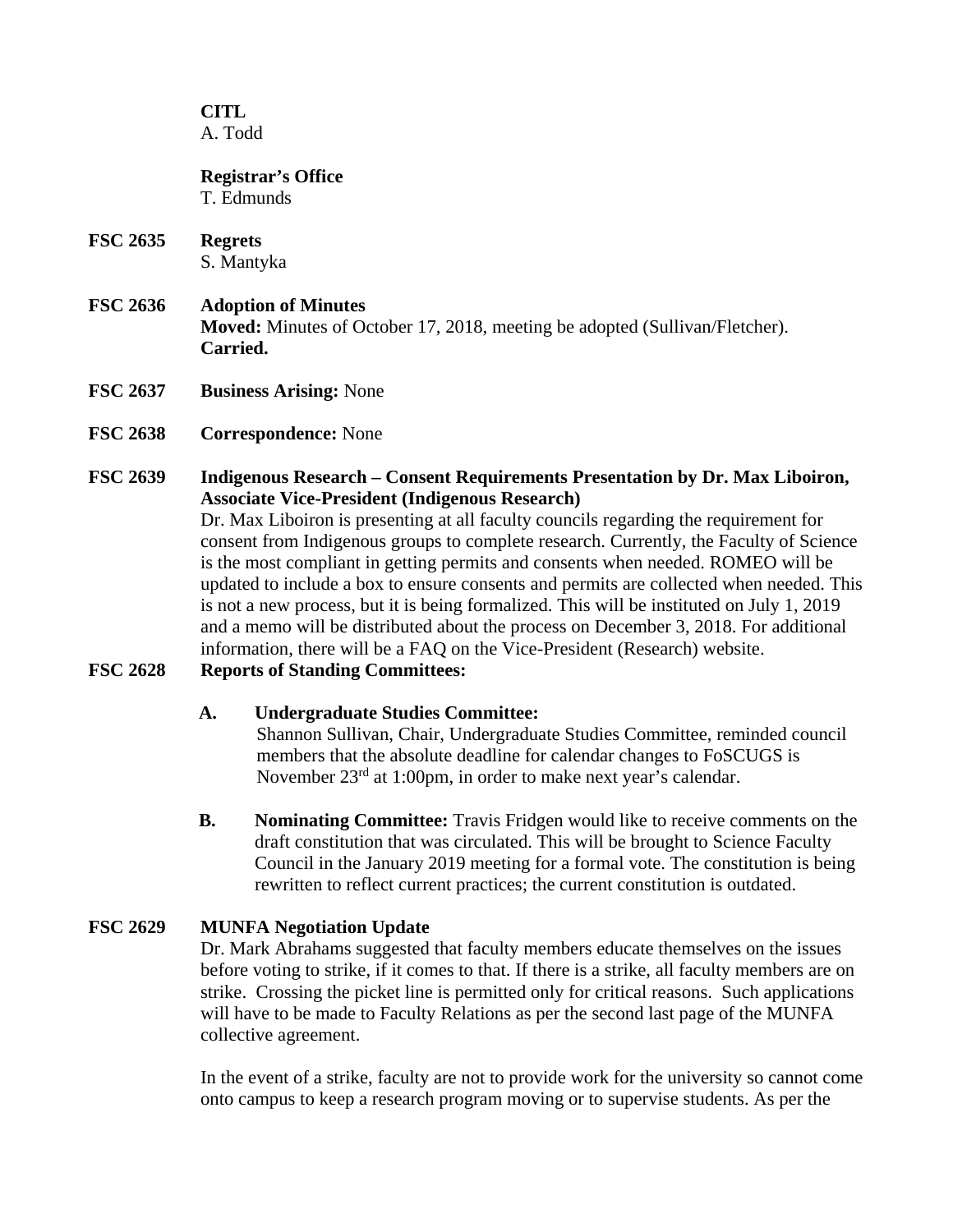**CITL**
A. Todd

**Registrar's Office**
T. Edmunds

**FSC 2635** **Regrets**
S. Mantyka

**FSC 2636** **Adoption of Minutes**
**Moved:** Minutes of October 17, 2018, meeting be adopted (Sullivan/Fletcher).
**Carried.**

**FSC 2637** **Business Arising:** None

**FSC 2638** **Correspondence:** None

**FSC 2639** **Indigenous Research – Consent Requirements Presentation by Dr. Max Liboiron, Associate Vice-President (Indigenous Research)**

Dr. Max Liboiron is presenting at all faculty councils regarding the requirement for consent from Indigenous groups to complete research. Currently, the Faculty of Science is the most compliant in getting permits and consents when needed. ROMEO will be updated to include a box to ensure consents and permits are collected when needed. This is not a new process, but it is being formalized. This will be instituted on July 1, 2019 and a memo will be distributed about the process on December 3, 2018. For additional information, there will be a FAQ on the Vice-President (Research) website.

**FSC 2628** **Reports of Standing Committees:**

**A. Undergraduate Studies Committee:**
Shannon Sullivan, Chair, Undergraduate Studies Committee, reminded council members that the absolute deadline for calendar changes to FoSCUGS is November 23rd at 1:00pm, in order to make next year's calendar.

**B. Nominating Committee:** Travis Fridgen would like to receive comments on the draft constitution that was circulated. This will be brought to Science Faculty Council in the January 2019 meeting for a formal vote. The constitution is being rewritten to reflect current practices; the current constitution is outdated.

**FSC 2629** **MUNFA Negotiation Update**

Dr. Mark Abrahams suggested that faculty members educate themselves on the issues before voting to strike, if it comes to that. If there is a strike, all faculty members are on strike. Crossing the picket line is permitted only for critical reasons. Such applications will have to be made to Faculty Relations as per the second last page of the MUNFA collective agreement.

In the event of a strike, faculty are not to provide work for the university so cannot come onto campus to keep a research program moving or to supervise students. As per the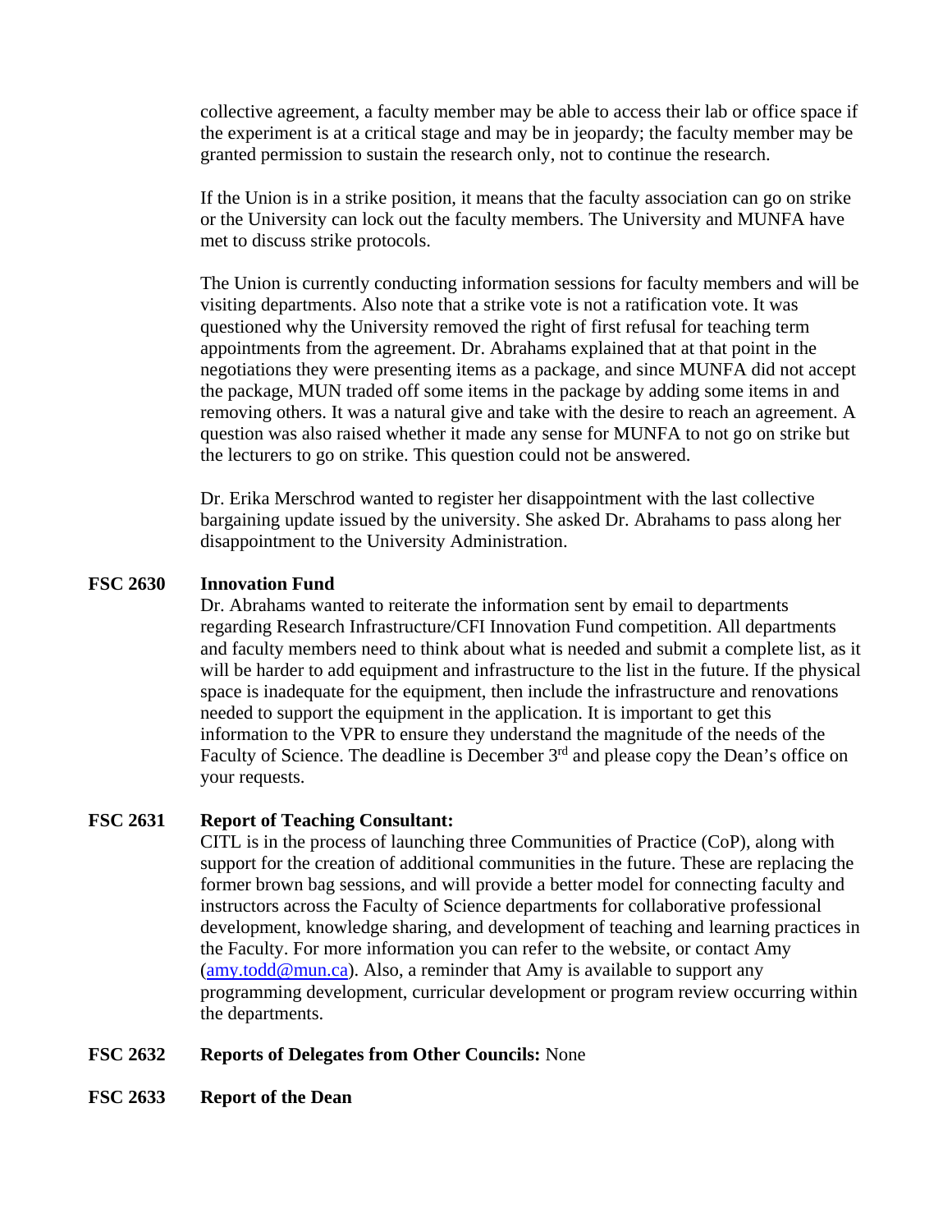collective agreement, a faculty member may be able to access their lab or office space if the experiment is at a critical stage and may be in jeopardy; the faculty member may be granted permission to sustain the research only, not to continue the research.

If the Union is in a strike position, it means that the faculty association can go on strike or the University can lock out the faculty members. The University and MUNFA have met to discuss strike protocols.

The Union is currently conducting information sessions for faculty members and will be visiting departments. Also note that a strike vote is not a ratification vote. It was questioned why the University removed the right of first refusal for teaching term appointments from the agreement. Dr. Abrahams explained that at that point in the negotiations they were presenting items as a package, and since MUNFA did not accept the package, MUN traded off some items in the package by adding some items in and removing others. It was a natural give and take with the desire to reach an agreement. A question was also raised whether it made any sense for MUNFA to not go on strike but the lecturers to go on strike. This question could not be answered.

Dr. Erika Merschrod wanted to register her disappointment with the last collective bargaining update issued by the university. She asked Dr. Abrahams to pass along her disappointment to the University Administration.

**FSC 2630 Innovation Fund**

Dr. Abrahams wanted to reiterate the information sent by email to departments regarding Research Infrastructure/CFI Innovation Fund competition. All departments and faculty members need to think about what is needed and submit a complete list, as it will be harder to add equipment and infrastructure to the list in the future. If the physical space is inadequate for the equipment, then include the infrastructure and renovations needed to support the equipment in the application. It is important to get this information to the VPR to ensure they understand the magnitude of the needs of the Faculty of Science. The deadline is December 3rd and please copy the Dean's office on your requests.

**FSC 2631 Report of Teaching Consultant:**

CITL is in the process of launching three Communities of Practice (CoP), along with support for the creation of additional communities in the future. These are replacing the former brown bag sessions, and will provide a better model for connecting faculty and instructors across the Faculty of Science departments for collaborative professional development, knowledge sharing, and development of teaching and learning practices in the Faculty. For more information you can refer to the website, or contact Amy (amy.todd@mun.ca). Also, a reminder that Amy is available to support any programming development, curricular development or program review occurring within the departments.

**FSC 2632 Reports of Delegates from Other Councils:** None

**FSC 2633 Report of the Dean**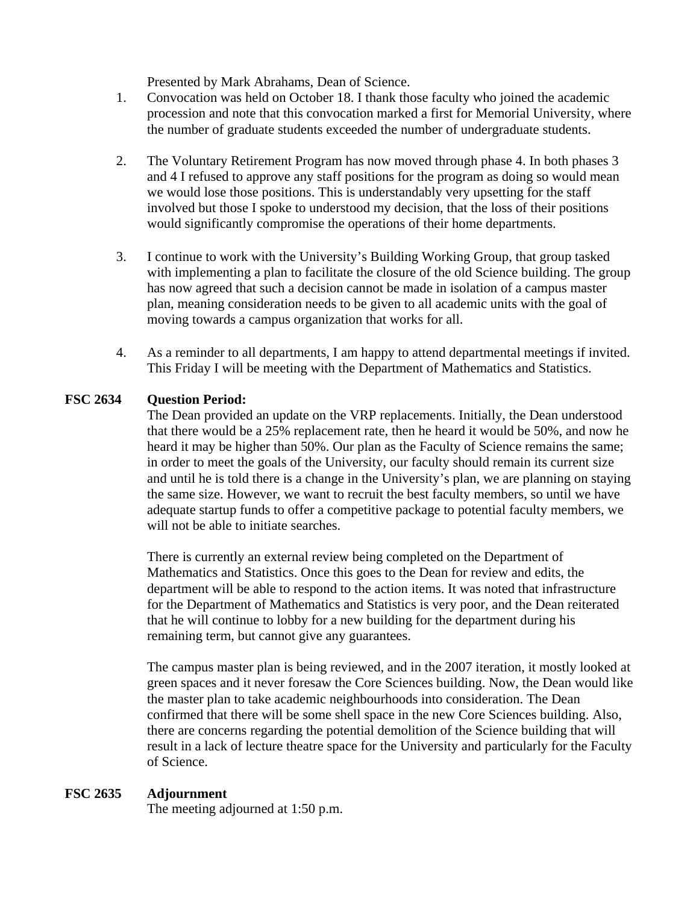Presented by Mark Abrahams, Dean of Science.

1. Convocation was held on October 18. I thank those faculty who joined the academic procession and note that this convocation marked a first for Memorial University, where the number of graduate students exceeded the number of undergraduate students.

2. The Voluntary Retirement Program has now moved through phase 4. In both phases 3 and 4 I refused to approve any staff positions for the program as doing so would mean we would lose those positions. This is understandably very upsetting for the staff involved but those I spoke to understood my decision, that the loss of their positions would significantly compromise the operations of their home departments.

3. I continue to work with the University's Building Working Group, that group tasked with implementing a plan to facilitate the closure of the old Science building. The group has now agreed that such a decision cannot be made in isolation of a campus master plan, meaning consideration needs to be given to all academic units with the goal of moving towards a campus organization that works for all.

4. As a reminder to all departments, I am happy to attend departmental meetings if invited. This Friday I will be meeting with the Department of Mathematics and Statistics.

**FSC 2634 Question Period:**

The Dean provided an update on the VRP replacements. Initially, the Dean understood that there would be a 25% replacement rate, then he heard it would be 50%, and now he heard it may be higher than 50%. Our plan as the Faculty of Science remains the same; in order to meet the goals of the University, our faculty should remain its current size and until he is told there is a change in the University's plan, we are planning on staying the same size. However, we want to recruit the best faculty members, so until we have adequate startup funds to offer a competitive package to potential faculty members, we will not be able to initiate searches.

There is currently an external review being completed on the Department of Mathematics and Statistics. Once this goes to the Dean for review and edits, the department will be able to respond to the action items. It was noted that infrastructure for the Department of Mathematics and Statistics is very poor, and the Dean reiterated that he will continue to lobby for a new building for the department during his remaining term, but cannot give any guarantees.

The campus master plan is being reviewed, and in the 2007 iteration, it mostly looked at green spaces and it never foresaw the Core Sciences building. Now, the Dean would like the master plan to take academic neighbourhoods into consideration. The Dean confirmed that there will be some shell space in the new Core Sciences building. Also, there are concerns regarding the potential demolition of the Science building that will result in a lack of lecture theatre space for the University and particularly for the Faculty of Science.

**FSC 2635 Adjournment**

The meeting adjourned at 1:50 p.m.